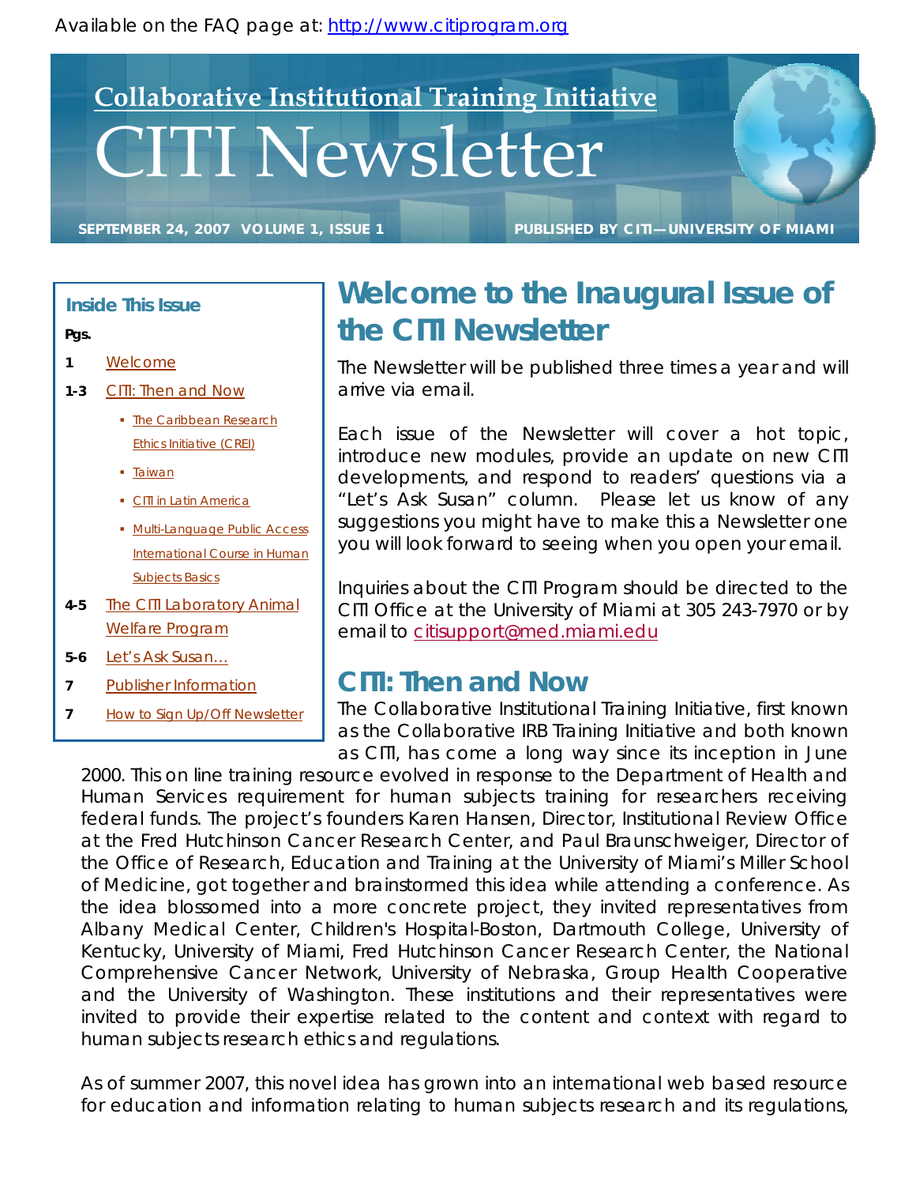Available on the FAQ page at: http://www.citiprogram.org

# Collaborative Institutional Training Initiative

# CITI Newsletter

**SEPTEMBER 24, 2007 VOLUME 1, ISSUE 1** **PUBLISHED BY CITI—UNIVERSITY OF MIAMI**

### Inside This Issue

**Pgs.**

- **1** Welcome
- **1-3** CITI: Then and Now
  - The Caribbean Research Ethics Initiative (CREI)
  - Taiwan
  - CITI in Latin America
  - Multi-Language Public Access International Course in Human Subjects Basics
- **4-5** The CITI Laboratory Animal Welfare Program
- **5-6** Let's Ask Susan…
- **7** Publisher Information
- **7** How to Sign Up/Off Newsletter

## Welcome to the Inaugural Issue of the CITI Newsletter

The Newsletter will be published three times a year and will arrive via email.

Each issue of the Newsletter will cover a hot topic, introduce new modules, provide an update on new CITI developments, and respond to readers' questions via a "Let's Ask Susan" column. Please let us know of any suggestions you might have to make this a Newsletter one you will look forward to seeing when you open your email.

Inquiries about the CITI Program should be directed to the CITI Office at the University of Miami at 305 243-7970 or by email to citisupport@med.miami.edu

## CITI: Then and Now

The Collaborative Institutional Training Initiative, first known as the Collaborative IRB Training Initiative and both known as CITI, has come a long way since its inception in June 2000. This on line training resource evolved in response to the Department of Health and Human Services requirement for human subjects training for researchers receiving federal funds. The project's founders Karen Hansen, Director, Institutional Review Office at the Fred Hutchinson Cancer Research Center, and Paul Braunschweiger, Director of the Office of Research, Education and Training at the University of Miami's Miller School of Medicine, got together and brainstormed this idea while attending a conference. As the idea blossomed into a more concrete project, they invited representatives from Albany Medical Center, Children's Hospital-Boston, Dartmouth College, University of Kentucky, University of Miami, Fred Hutchinson Cancer Research Center, the National Comprehensive Cancer Network, University of Nebraska, Group Health Cooperative and the University of Washington. These institutions and their representatives were invited to provide their expertise related to the content and context with regard to human subjects research ethics and regulations.

As of summer 2007, this novel idea has grown into an international web based resource for education and information relating to human subjects research and its regulations,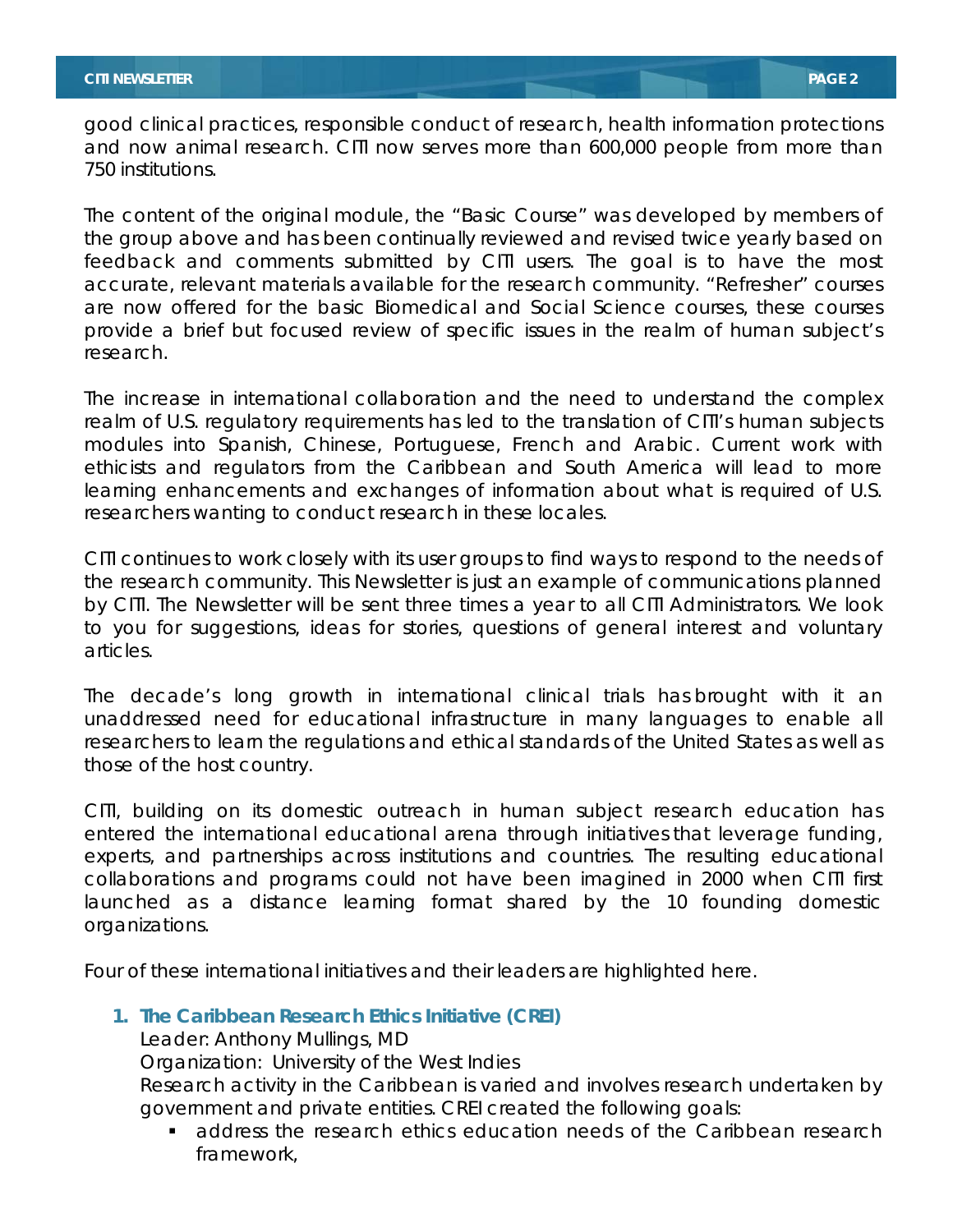good clinical practices, responsible conduct of research, health information protections and now animal research. CITI now serves more than 600,000 people from more than 750 institutions.

The content of the original module, the "Basic Course" was developed by members of the group above and has been continually reviewed and revised twice yearly based on feedback and comments submitted by CITI users. The goal is to have the most accurate, relevant materials available for the research community. "Refresher" courses are now offered for the basic Biomedical and Social Science courses, these courses provide a brief but focused review of specific issues in the realm of human subject's research.

The increase in international collaboration and the need to understand the complex realm of U.S. regulatory requirements has led to the translation of CITI's human subjects modules into Spanish, Chinese, Portuguese, French and Arabic. Current work with ethicists and regulators from the Caribbean and South America will lead to more learning enhancements and exchanges of information about what is required of U.S. researchers wanting to conduct research in these locales.

CITI continues to work closely with its user groups to find ways to respond to the needs of the research community. This Newsletter is just an example of communications planned by CITI. The Newsletter will be sent three times a year to all CITI Administrators. We look to you for suggestions, ideas for stories, questions of general interest and voluntary articles.

The decade's long growth in international clinical trials has brought with it an unaddressed need for educational infrastructure in many languages to enable all researchers to learn the regulations and ethical standards of the United States as well as those of the host country.

CITI, building on its domestic outreach in human subject research education has entered the international educational arena through initiatives that leverage funding, experts, and partnerships across institutions and countries. The resulting educational collaborations and programs could not have been imagined in 2000 when CITI first launched as a distance learning format shared by the 10 founding domestic organizations.

Four of these international initiatives and their leaders are highlighted here.

1. **The Caribbean Research Ethics Initiative (CREI)**
   Leader: Anthony Mullings, MD
   Organization: University of the West Indies
   Research activity in the Caribbean is varied and involves research undertaken by government and private entities. CREI created the following goals:
   - address the research ethics education needs of the Caribbean research framework,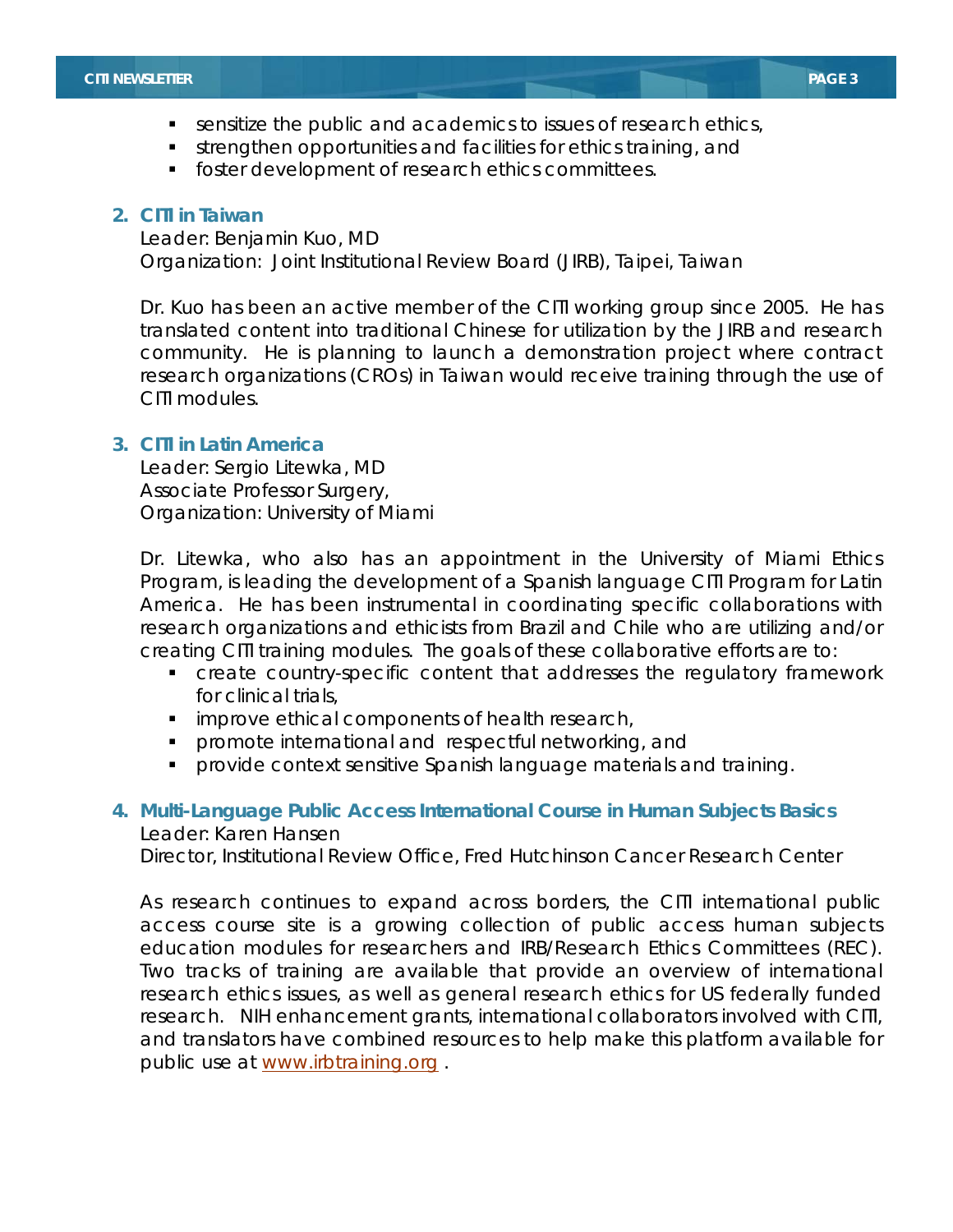- sensitize the public and academics to issues of research ethics,
- strengthen opportunities and facilities for ethics training, and
- foster development of research ethics committees.

2. **CITI in Taiwan**

   Leader: Benjamin Kuo, MD
   Organization: Joint Institutional Review Board (JIRB), Taipei, Taiwan

   Dr. Kuo has been an active member of the CITI working group since 2005. He has translated content into traditional Chinese for utilization by the JIRB and research community. He is planning to launch a demonstration project where contract research organizations (CROs) in Taiwan would receive training through the use of CITI modules.

3. **CITI in Latin America**

   Leader: Sergio Litewka, MD
   Associate Professor Surgery,
   Organization: University of Miami

   Dr. Litewka, who also has an appointment in the University of Miami Ethics Program, is leading the development of a Spanish language CITI Program for Latin America. He has been instrumental in coordinating specific collaborations with research organizations and ethicists from Brazil and Chile who are utilizing and/or creating CITI training modules. The goals of these collaborative efforts are to:

   - create country-specific content that addresses the regulatory framework for clinical trials,
   - improve ethical components of health research,
   - promote international and respectful networking, and
   - provide context sensitive Spanish language materials and training.

4. **Multi-Language Public Access International Course in Human Subjects Basics**

   Leader: Karen Hansen
   Director, Institutional Review Office, Fred Hutchinson Cancer Research Center

   As research continues to expand across borders, the CITI international public access course site is a growing collection of public access human subjects education modules for researchers and IRB/Research Ethics Committees (REC). Two tracks of training are available that provide an overview of international research ethics issues, as well as general research ethics for US federally funded research. NIH enhancement grants, international collaborators involved with CITI, and translators have combined resources to help make this platform available for public use at [www.irbtraining.org](http://www.irbtraining.org) .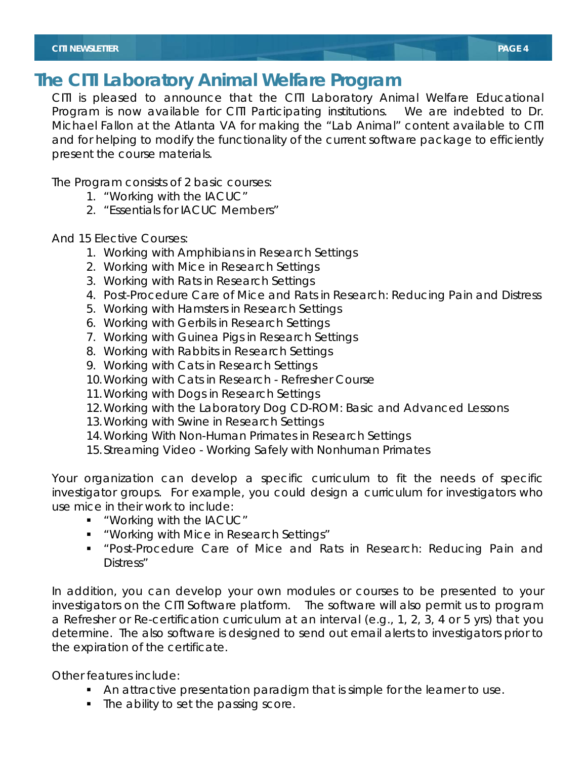# The CITI Laboratory Animal Welfare Program

CITI is pleased to announce that the CITI Laboratory Animal Welfare Educational Program is now available for CITI Participating institutions. We are indebted to Dr. Michael Fallon at the Atlanta VA for making the "Lab Animal" content available to CITI and for helping to modify the functionality of the current software package to efficiently present the course materials.

The Program consists of 2 basic courses:

1. "Working with the IACUC"
2. "Essentials for IACUC Members"

And 15 Elective Courses:

1. Working with Amphibians in Research Settings
2. Working with Mice in Research Settings
3. Working with Rats in Research Settings
4. Post-Procedure Care of Mice and Rats in Research: Reducing Pain and Distress
5. Working with Hamsters in Research Settings
6. Working with Gerbils in Research Settings
7. Working with Guinea Pigs in Research Settings
8. Working with Rabbits in Research Settings
9. Working with Cats in Research Settings
10. Working with Cats in Research - Refresher Course
11. Working with Dogs in Research Settings
12. Working with the Laboratory Dog CD-ROM: Basic and Advanced Lessons
13. Working with Swine in Research Settings
14. Working With Non-Human Primates in Research Settings
15. Streaming Video - Working Safely with Nonhuman Primates

Your organization can develop a specific curriculum to fit the needs of specific investigator groups. For example, you could design a curriculum for investigators who use mice in their work to include:

- "Working with the IACUC"
- "Working with Mice in Research Settings"
- "Post-Procedure Care of Mice and Rats in Research: Reducing Pain and Distress"

In addition, you can develop your own modules or courses to be presented to your investigators on the CITI Software platform. The software will also permit us to program a Refresher or Re-certification curriculum at an interval (e.g., 1, 2, 3, 4 or 5 yrs) that you determine. The also software is designed to send out email alerts to investigators prior to the expiration of the certificate.

Other features include:

- An attractive presentation paradigm that is simple for the learner to use.
- The ability to set the passing score.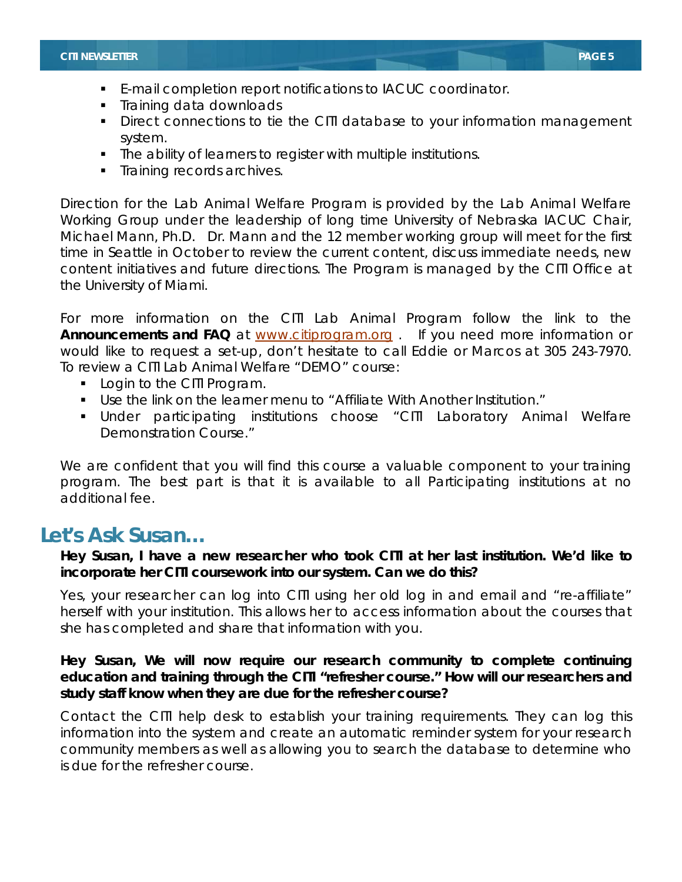- E-mail completion report notifications to IACUC coordinator.
- Training data downloads
- Direct connections to tie the CITI database to your information management system.
- The ability of learners to register with multiple institutions.
- Training records archives.

Direction for the Lab Animal Welfare Program is provided by the Lab Animal Welfare Working Group under the leadership of long time University of Nebraska IACUC Chair, Michael Mann, Ph.D. Dr. Mann and the 12 member working group will meet for the first time in Seattle in October to review the current content, discuss immediate needs, new content initiatives and future directions. The Program is managed by the CITI Office at the University of Miami.

For more information on the CITI Lab Animal Program follow the link to the **Announcements and FAQ** at www.citiprogram.org . If you need more information or would like to request a set-up, don't hesitate to call Eddie or Marcos at 305 243-7970. To review a CITI Lab Animal Welfare "DEMO" course:

- Login to the CITI Program.
- Use the link on the learner menu to "Affiliate With Another Institution."
- Under participating institutions choose "CITI Laboratory Animal Welfare Demonstration Course."

We are confident that you will find this course a valuable component to your training program. The best part is that it is available to all Participating institutions at no additional fee.

## Let's Ask Susan…

**Hey Susan, I have a new researcher who took CITI at her last institution. We'd like to incorporate her CITI coursework into our system. Can we do this?**

Yes, your researcher can log into CITI using her old log in and email and "re-affiliate" herself with your institution. This allows her to access information about the courses that she has completed and share that information with you.

**Hey Susan, We will now require our research community to complete continuing education and training through the CITI "refresher course." How will our researchers and study staff know when they are due for the refresher course?**

Contact the CITI help desk to establish your training requirements. They can log this information into the system and create an automatic reminder system for your research community members as well as allowing you to search the database to determine who is due for the refresher course.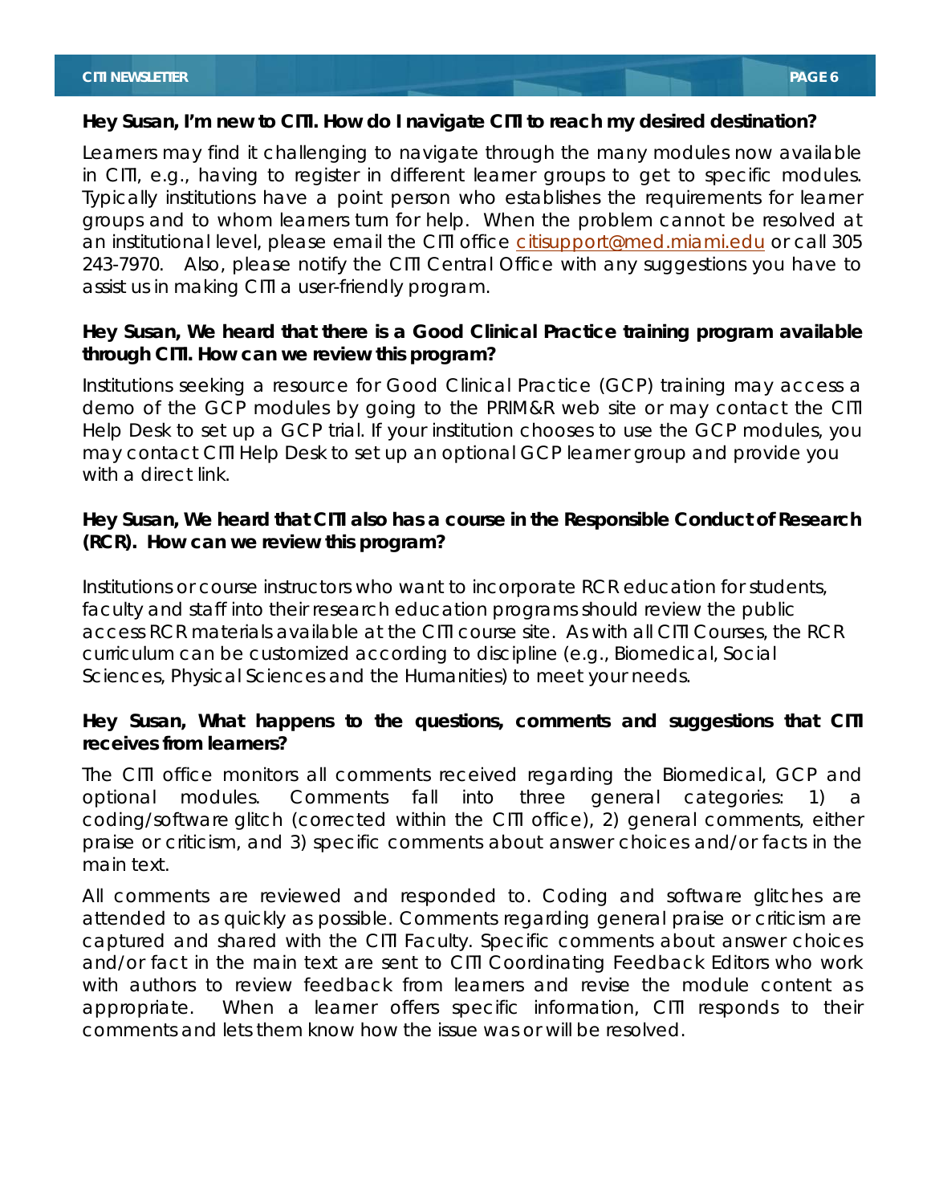**Hey Susan, I'm new to CITI. How do I navigate CITI to reach my desired destination?**

Learners may find it challenging to navigate through the many modules now available in CITI, e.g., having to register in different learner groups to get to specific modules. Typically institutions have a point person who establishes the requirements for learner groups and to whom learners turn for help. When the problem cannot be resolved at an institutional level, please email the CITI office citisupport@med.miami.edu or call 305 243-7970. Also, please notify the CITI Central Office with any suggestions you have to assist us in making CITI a user-friendly program.

**Hey Susan, We heard that there is a Good Clinical Practice training program available through CITI. How can we review this program?**

Institutions seeking a resource for Good Clinical Practice (GCP) training may access a demo of the GCP modules by going to the PRIM&R web site or may contact the CITI Help Desk to set up a GCP trial. If your institution chooses to use the GCP modules, you may contact CITI Help Desk to set up an optional GCP learner group and provide you with a direct link.

**Hey Susan, We heard that CITI also has a course in the Responsible Conduct of Research (RCR). How can we review this program?**

Institutions or course instructors who want to incorporate RCR education for students, faculty and staff into their research education programs should review the public access RCR materials available at the CITI course site. As with all CITI Courses, the RCR curriculum can be customized according to discipline (e.g., Biomedical, Social Sciences, Physical Sciences and the Humanities) to meet your needs.

**Hey Susan, What happens to the questions, comments and suggestions that CITI receives from learners?**

The CITI office monitors all comments received regarding the Biomedical, GCP and optional modules. Comments fall into three general categories: 1) a coding/software glitch (corrected within the CITI office), 2) general comments, either praise or criticism, and 3) specific comments about answer choices and/or facts in the main text.

All comments are reviewed and responded to. Coding and software glitches are attended to as quickly as possible. Comments regarding general praise or criticism are captured and shared with the CITI Faculty. Specific comments about answer choices and/or fact in the main text are sent to CITI Coordinating Feedback Editors who work with authors to review feedback from learners and revise the module content as appropriate. When a learner offers specific information, CITI responds to their comments and lets them know how the issue was or will be resolved.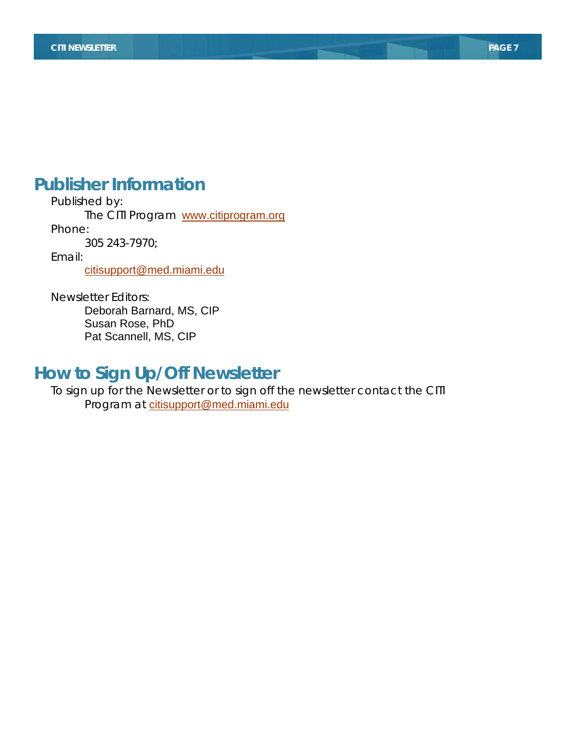## Publisher Information

Published by:

The CITI Program www.citiprogram.org

Phone:

305 243-7970;

Email:

citisupport@med.miami.edu

Newsletter Editors:

Deborah Barnard, MS, CIP
Susan Rose, PhD
Pat Scannell, MS, CIP

## How to Sign Up/Off Newsletter

To sign up for the Newsletter or to sign off the newsletter contact the CITI Program at citisupport@med.miami.edu